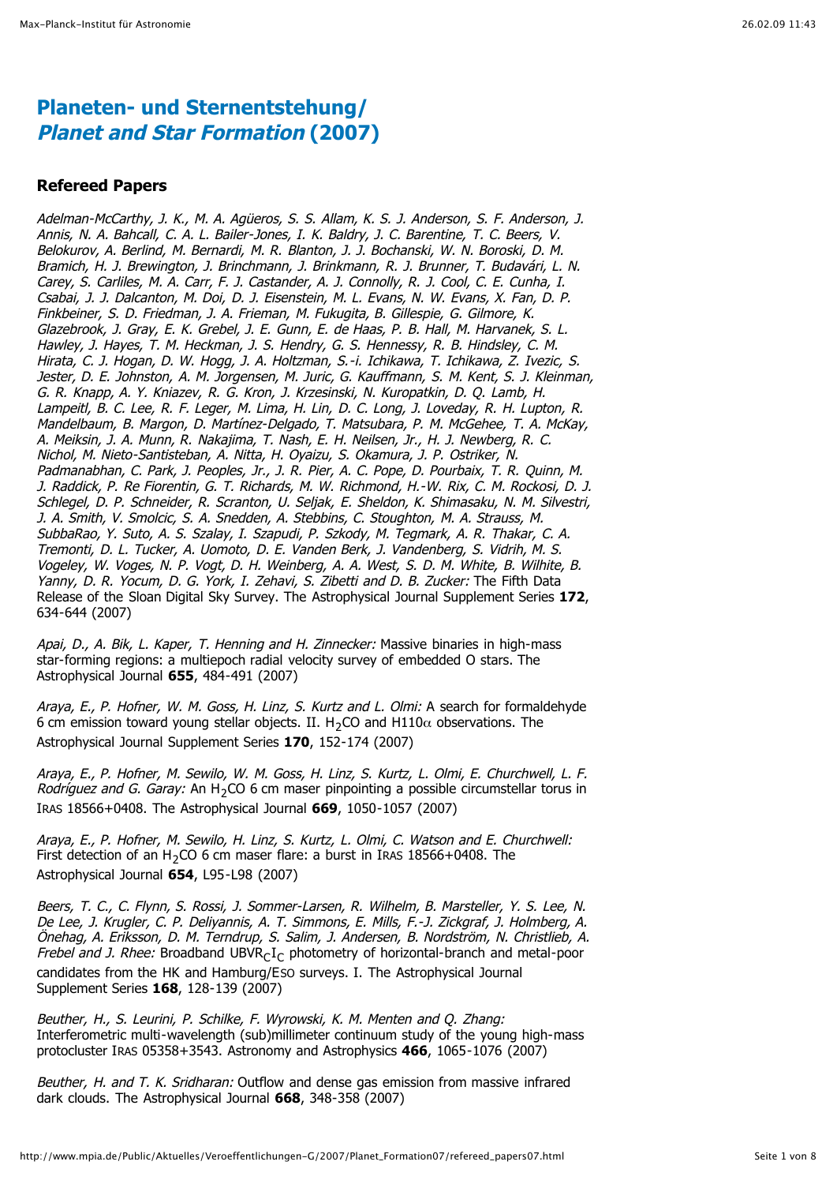# Planeten- und Sternentstehung/ *Planet and Star Formation* (2007)

## Refereed Papers

*Adelman-McCarthy, J. K., M. A. Agüeros, S. S. Allam, K. S. J. Anderson, S. F. Anderson, J. Annis, N. A. Bahcall, C. A. L. Bailer-Jones, I. K. Baldry, J. C. Barentine, T. C. Beers, V. Belokurov, A. Berlind, M. Bernardi, M. R. Blanton, J. J. Bochanski, W. N. Boroski, D. M. Bramich, H. J. Brewington, J. Brinchmann, J. Brinkmann, R. J. Brunner, T. Budavári, L. N. Carey, S. Carliles, M. A. Carr, F. J. Castander, A. J. Connolly, R. J. Cool, C. E. Cunha, I. Csabai, J. J. Dalcanton, M. Doi, D. J. Eisenstein, M. L. Evans, N. W. Evans, X. Fan, D. P. Finkbeiner, S. D. Friedman, J. A. Frieman, M. Fukugita, B. Gillespie, G. Gilmore, K. Glazebrook, J. Gray, E. K. Grebel, J. E. Gunn, E. de Haas, P. B. Hall, M. Harvanek, S. L. Hawley, J. Hayes, T. M. Heckman, J. S. Hendry, G. S. Hennessy, R. B. Hindsley, C. M. Hirata, C. J. Hogan, D. W. Hogg, J. A. Holtzman, S.-i. Ichikawa, T. Ichikawa, Z. Ivezic, S. Jester, D. E. Johnston, A. M. Jorgensen, M. Juric, G. Kauffmann, S. M. Kent, S. J. Kleinman, G. R. Knapp, A. Y. Kniazev, R. G. Kron, J. Krzesinski, N. Kuropatkin, D. Q. Lamb, H. Lampeitl, B. C. Lee, R. F. Leger, M. Lima, H. Lin, D. C. Long, J. Loveday, R. H. Lupton, R. Mandelbaum, B. Margon, D. Martínez-Delgado, T. Matsubara, P. M. McGehee, T. A. McKay, A. Meiksin, J. A. Munn, R. Nakajima, T. Nash, E. H. Neilsen, Jr., H. J. Newberg, R. C. Nichol, M. Nieto-Santisteban, A. Nitta, H. Oyaizu, S. Okamura, J. P. Ostriker, N. Padmanabhan, C. Park, J. Peoples, Jr., J. R. Pier, A. C. Pope, D. Pourbaix, T. R. Quinn, M. J. Raddick, P. Re Fiorentin, G. T. Richards, M. W. Richmond, H.-W. Rix, C. M. Rockosi, D. J. Schlegel, D. P. Schneider, R. Scranton, U. Seljak, E. Sheldon, K. Shimasaku, N. M. Silvestri, J. A. Smith, V. Smolcic, S. A. Snedden, A. Stebbins, C. Stoughton, M. A. Strauss, M. SubbaRao, Y. Suto, A. S. Szalay, I. Szapudi, P. Szkody, M. Tegmark, A. R. Thakar, C. A. Tremonti, D. L. Tucker, A. Uomoto, D. E. Vanden Berk, J. Vandenberg, S. Vidrih, M. S. Vogeley, W. Voges, N. P. Vogt, D. H. Weinberg, A. A. West, S. D. M. White, B. Wilhite, B. Yanny, D. R. Yocum, D. G. York, I. Zehavi, S. Zibetti and D. B. Zucker:* The Fifth Data Release of the Sloan Digital Sky Survey. The Astrophysical Journal Supplement Series **172**, 634-644 (2007)

*Apai, D., A. Bik, L. Kaper, T. Henning and H. Zinnecker:* Massive binaries in high-mass star-forming regions: a multiepoch radial velocity survey of embedded O stars. The Astrophysical Journal **655**, 484-491 (2007)

*Araya, E., P. Hofner, W. M. Goss, H. Linz, S. Kurtz and L. Olmi:* A search for formaldehyde 6 cm emission toward young stellar objects. II. $H_2CO$ and H110$\alpha$ observations. The Astrophysical Journal Supplement Series **170**, 152-174 (2007)

*Araya, E., P. Hofner, M. Sewilo, W. M. Goss, H. Linz, S. Kurtz, L. Olmi, E. Churchwell, L. F. Rodríguez and G. Garay:* An $H_2CO$ 6 cm maser pinpointing a possible circumstellar torus in IRAS 18566+0408. The Astrophysical Journal **669**, 1050-1057 (2007)

*Araya, E., P. Hofner, M. Sewilo, H. Linz, S. Kurtz, L. Olmi, C. Watson and E. Churchwell:* First detection of an $H_2CO$ 6 cm maser flare: a burst in IRAS 18566+0408. The Astrophysical Journal **654**, L95-L98 (2007)

*Beers, T. C., C. Flynn, S. Rossi, J. Sommer-Larsen, R. Wilhelm, B. Marsteller, Y. S. Lee, N. De Lee, J. Krugler, C. P. Deliyannis, A. T. Simmons, E. Mills, F.-J. Zickgraf, J. Holmberg, A. Önehag, A. Eriksson, D. M. Terndrup, S. Salim, J. Andersen, B. Nordström, N. Christlieb, A. Frebel and J. Rhee:* Broadband UBV$R_C I_C$ photometry of horizontal-branch and metal-poor candidates from the HK and Hamburg/ESO surveys. I. The Astrophysical Journal Supplement Series **168**, 128-139 (2007)

*Beuther, H., S. Leurini, P. Schilke, F. Wyrowski, K. M. Menten and Q. Zhang:* Interferometric multi-wavelength (sub)millimeter continuum study of the young high-mass protocluster IRAS 05358+3543. Astronomy and Astrophysics **466**, 1065-1076 (2007)

*Beuther, H. and T. K. Sridharan:* Outflow and dense gas emission from massive infrared dark clouds. The Astrophysical Journal **668**, 348-358 (2007)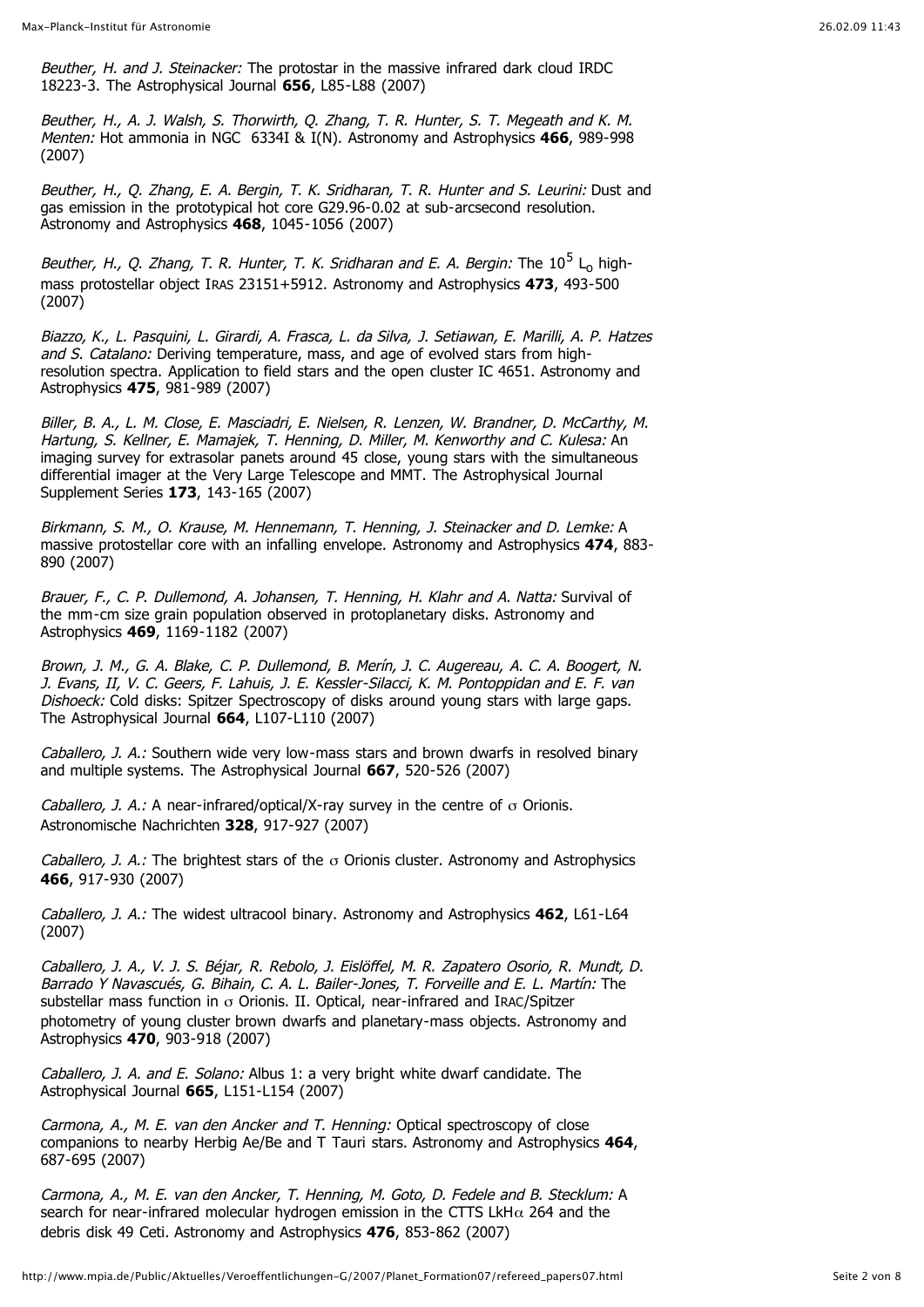*Beuther, H. and J. Steinacker:* The protostar in the massive infrared dark cloud IRDC 18223-3. The Astrophysical Journal **656**, L85-L88 (2007)

*Beuther, H., A. J. Walsh, S. Thorwirth, Q. Zhang, T. R. Hunter, S. T. Megeath and K. M. Menten:* Hot ammonia in NGC 6334I & I(N). Astronomy and Astrophysics **466**, 989-998 (2007)

*Beuther, H., Q. Zhang, E. A. Bergin, T. K. Sridharan, T. R. Hunter and S. Leurini:* Dust and gas emission in the prototypical hot core G29.96-0.02 at sub-arcsecond resolution. Astronomy and Astrophysics **468**, 1045-1056 (2007)

*Beuther, H., Q. Zhang, T. R. Hunter, T. K. Sridharan and E. A. Bergin:* The $10^5$ $L_o$ high-mass protostellar object IRAS 23151+5912. Astronomy and Astrophysics **473**, 493-500 (2007)

*Biazzo, K., L. Pasquini, L. Girardi, A. Frasca, L. da Silva, J. Setiawan, E. Marilli, A. P. Hatzes and S. Catalano:* Deriving temperature, mass, and age of evolved stars from high-resolution spectra. Application to field stars and the open cluster IC 4651. Astronomy and Astrophysics **475**, 981-989 (2007)

*Biller, B. A., L. M. Close, E. Masciadri, E. Nielsen, R. Lenzen, W. Brandner, D. McCarthy, M. Hartung, S. Kellner, E. Mamajek, T. Henning, D. Miller, M. Kenworthy and C. Kulesa:* An imaging survey for extrasolar panets around 45 close, young stars with the simultaneous differential imager at the Very Large Telescope and MMT. The Astrophysical Journal Supplement Series **173**, 143-165 (2007)

*Birkmann, S. M., O. Krause, M. Hennemann, T. Henning, J. Steinacker and D. Lemke:* A massive protostellar core with an infalling envelope. Astronomy and Astrophysics **474**, 883-890 (2007)

*Brauer, F., C. P. Dullemond, A. Johansen, T. Henning, H. Klahr and A. Natta:* Survival of the mm-cm size grain population observed in protoplanetary disks. Astronomy and Astrophysics **469**, 1169-1182 (2007)

*Brown, J. M., G. A. Blake, C. P. Dullemond, B. Merín, J. C. Augereau, A. C. A. Boogert, N. J. Evans, II, V. C. Geers, F. Lahuis, J. E. Kessler-Silacci, K. M. Pontoppidan and E. F. van Dishoeck:* Cold disks: Spitzer Spectroscopy of disks around young stars with large gaps. The Astrophysical Journal **664**, L107-L110 (2007)

*Caballero, J. A.:* Southern wide very low-mass stars and brown dwarfs in resolved binary and multiple systems. The Astrophysical Journal **667**, 520-526 (2007)

*Caballero, J. A.:* A near-infrared/optical/X-ray survey in the centre of $\sigma$ Orionis. Astronomische Nachrichten **328**, 917-927 (2007)

*Caballero, J. A.:* The brightest stars of the $\sigma$ Orionis cluster. Astronomy and Astrophysics **466**, 917-930 (2007)

*Caballero, J. A.:* The widest ultracool binary. Astronomy and Astrophysics **462**, L61-L64 (2007)

*Caballero, J. A., V. J. S. Béjar, R. Rebolo, J. Eislöffel, M. R. Zapatero Osorio, R. Mundt, D. Barrado Y Navascués, G. Bihain, C. A. L. Bailer-Jones, T. Forveille and E. L. Martín:* The substellar mass function in $\sigma$ Orionis. II. Optical, near-infrared and IRAC/Spitzer photometry of young cluster brown dwarfs and planetary-mass objects. Astronomy and Astrophysics **470**, 903-918 (2007)

*Caballero, J. A. and E. Solano:* Albus 1: a very bright white dwarf candidate. The Astrophysical Journal **665**, L151-L154 (2007)

*Carmona, A., M. E. van den Ancker and T. Henning:* Optical spectroscopy of close companions to nearby Herbig Ae/Be and T Tauri stars. Astronomy and Astrophysics **464**, 687-695 (2007)

*Carmona, A., M. E. van den Ancker, T. Henning, M. Goto, D. Fedele and B. Stecklum:* A search for near-infrared molecular hydrogen emission in the CTTS LkH$\alpha$ 264 and the debris disk 49 Ceti. Astronomy and Astrophysics **476**, 853-862 (2007)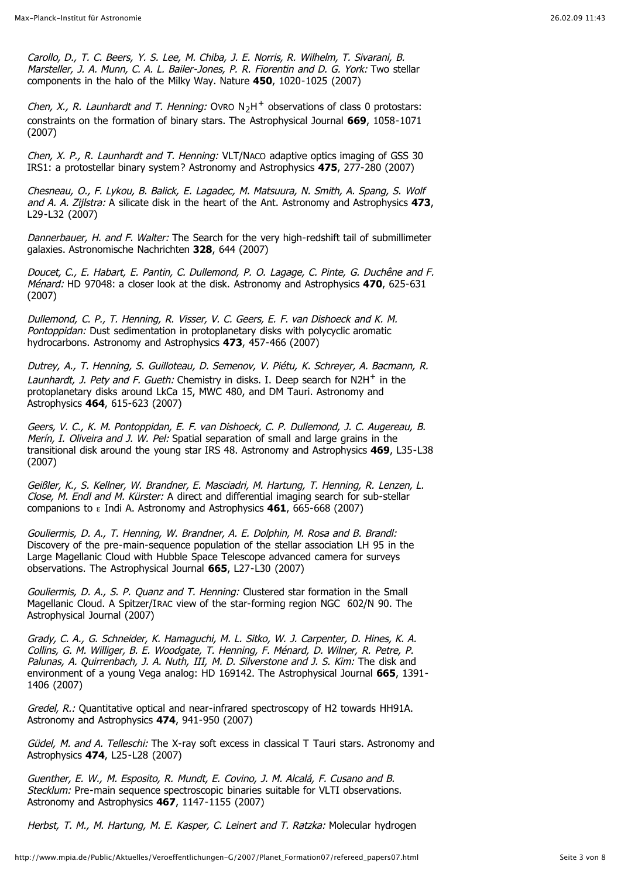*Carollo, D., T. C. Beers, Y. S. Lee, M. Chiba, J. E. Norris, R. Wilhelm, T. Sivarani, B. Marsteller, J. A. Munn, C. A. L. Bailer-Jones, P. R. Fiorentin and D. G. York:* Two stellar components in the halo of the Milky Way. Nature **450**, 1020-1025 (2007)

*Chen, X., R. Launhardt and T. Henning:* OVRO $N_2H^+$ observations of class 0 protostars: constraints on the formation of binary stars. The Astrophysical Journal **669**, 1058-1071 (2007)

*Chen, X. P., R. Launhardt and T. Henning:* VLT/NACO adaptive optics imaging of GSS 30 IRS1: a protostellar binary system? Astronomy and Astrophysics **475**, 277-280 (2007)

*Chesneau, O., F. Lykou, B. Balick, E. Lagadec, M. Matsuura, N. Smith, A. Spang, S. Wolf and A. A. Zijlstra:* A silicate disk in the heart of the Ant. Astronomy and Astrophysics **473**, L29-L32 (2007)

*Dannerbauer, H. and F. Walter:* The Search for the very high-redshift tail of submillimeter galaxies. Astronomische Nachrichten **328**, 644 (2007)

*Doucet, C., E. Habart, E. Pantin, C. Dullemond, P. O. Lagage, C. Pinte, G. Duchêne and F. Ménard:* HD 97048: a closer look at the disk. Astronomy and Astrophysics **470**, 625-631 (2007)

*Dullemond, C. P., T. Henning, R. Visser, V. C. Geers, E. F. van Dishoeck and K. M. Pontoppidan:* Dust sedimentation in protoplanetary disks with polycyclic aromatic hydrocarbons. Astronomy and Astrophysics **473**, 457-466 (2007)

*Dutrey, A., T. Henning, S. Guilloteau, D. Semenov, V. Piétu, K. Schreyer, A. Bacmann, R. Launhardt, J. Pety and F. Gueth:* Chemistry in disks. I. Deep search for $N2H^+$ in the protoplanetary disks around LkCa 15, MWC 480, and DM Tauri. Astronomy and Astrophysics **464**, 615-623 (2007)

*Geers, V. C., K. M. Pontoppidan, E. F. van Dishoeck, C. P. Dullemond, J. C. Augereau, B. Merín, I. Oliveira and J. W. Pel:* Spatial separation of small and large grains in the transitional disk around the young star IRS 48. Astronomy and Astrophysics **469**, L35-L38 (2007)

*Geißler, K., S. Kellner, W. Brandner, E. Masciadri, M. Hartung, T. Henning, R. Lenzen, L. Close, M. Endl and M. Kürster:* A direct and differential imaging search for sub-stellar companions to $\varepsilon$ Indi A. Astronomy and Astrophysics **461**, 665-668 (2007)

*Gouliermis, D. A., T. Henning, W. Brandner, A. E. Dolphin, M. Rosa and B. Brandl:* Discovery of the pre-main-sequence population of the stellar association LH 95 in the Large Magellanic Cloud with Hubble Space Telescope advanced camera for surveys observations. The Astrophysical Journal **665**, L27-L30 (2007)

*Gouliermis, D. A., S. P. Quanz and T. Henning:* Clustered star formation in the Small Magellanic Cloud. A Spitzer/IRAC view of the star-forming region NGC 602/N 90. The Astrophysical Journal (2007)

*Grady, C. A., G. Schneider, K. Hamaguchi, M. L. Sitko, W. J. Carpenter, D. Hines, K. A. Collins, G. M. Williger, B. E. Woodgate, T. Henning, F. Ménard, D. Wilner, R. Petre, P. Palunas, A. Quirrenbach, J. A. Nuth, III, M. D. Silverstone and J. S. Kim:* The disk and environment of a young Vega analog: HD 169142. The Astrophysical Journal **665**, 1391-1406 (2007)

*Gredel, R.:* Quantitative optical and near-infrared spectroscopy of H2 towards HH91A. Astronomy and Astrophysics **474**, 941-950 (2007)

*Güdel, M. and A. Telleschi:* The X-ray soft excess in classical T Tauri stars. Astronomy and Astrophysics **474**, L25-L28 (2007)

*Guenther, E. W., M. Esposito, R. Mundt, E. Covino, J. M. Alcalá, F. Cusano and B. Stecklum:* Pre-main sequence spectroscopic binaries suitable for VLTI observations. Astronomy and Astrophysics **467**, 1147-1155 (2007)

*Herbst, T. M., M. Hartung, M. E. Kasper, C. Leinert and T. Ratzka:* Molecular hydrogen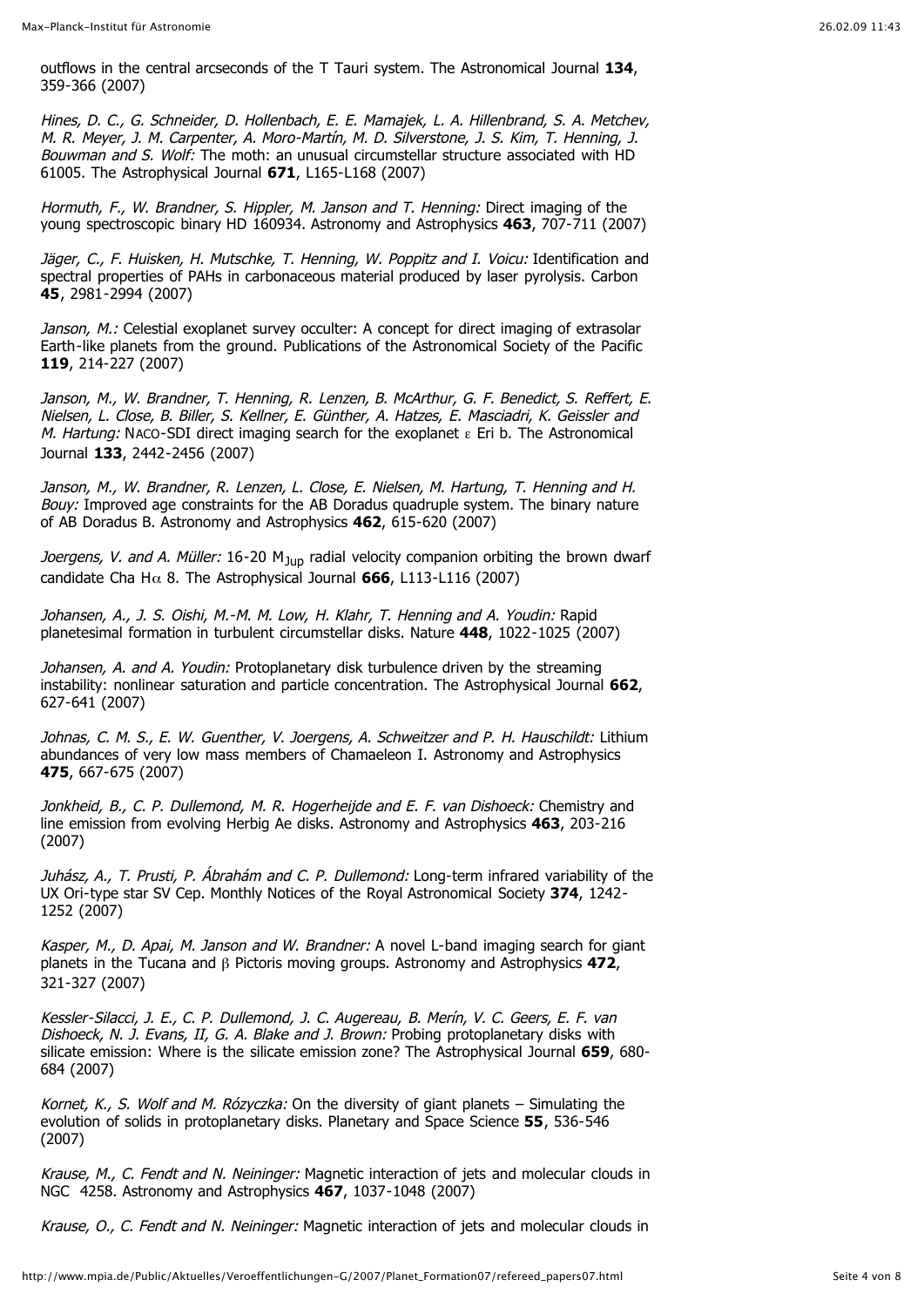outflows in the central arcseconds of the T Tauri system. The Astronomical Journal **134**, 359-366 (2007)

*Hines, D. C., G. Schneider, D. Hollenbach, E. E. Mamajek, L. A. Hillenbrand, S. A. Metchev, M. R. Meyer, J. M. Carpenter, A. Moro-Martín, M. D. Silverstone, J. S. Kim, T. Henning, J. Bouwman and S. Wolf:* The moth: an unusual circumstellar structure associated with HD 61005. The Astrophysical Journal **671**, L165-L168 (2007)

*Hormuth, F., W. Brandner, S. Hippler, M. Janson and T. Henning:* Direct imaging of the young spectroscopic binary HD 160934. Astronomy and Astrophysics **463**, 707-711 (2007)

*Jäger, C., F. Huisken, H. Mutschke, T. Henning, W. Poppitz and I. Voicu:* Identification and spectral properties of PAHs in carbonaceous material produced by laser pyrolysis. Carbon **45**, 2981-2994 (2007)

*Janson, M.:* Celestial exoplanet survey occulter: A concept for direct imaging of extrasolar Earth-like planets from the ground. Publications of the Astronomical Society of the Pacific **119**, 214-227 (2007)

*Janson, M., W. Brandner, T. Henning, R. Lenzen, B. McArthur, G. F. Benedict, S. Reffert, E. Nielsen, L. Close, B. Biller, S. Kellner, E. Günther, A. Hatzes, E. Masciadri, K. Geissler and M. Hartung:* NACO-SDI direct imaging search for the exoplanet $\varepsilon$ Eri b. The Astronomical Journal **133**, 2442-2456 (2007)

*Janson, M., W. Brandner, R. Lenzen, L. Close, E. Nielsen, M. Hartung, T. Henning and H. Bouy:* Improved age constraints for the AB Doradus quadruple system. The binary nature of AB Doradus B. Astronomy and Astrophysics **462**, 615-620 (2007)

*Joergens, V. and A. Müller:* 16-20 $M_{Jup}$ radial velocity companion orbiting the brown dwarf candidate Cha H$\alpha$ 8. The Astrophysical Journal **666**, L113-L116 (2007)

*Johansen, A., J. S. Oishi, M.-M. M. Low, H. Klahr, T. Henning and A. Youdin:* Rapid planetesimal formation in turbulent circumstellar disks. Nature **448**, 1022-1025 (2007)

*Johansen, A. and A. Youdin:* Protoplanetary disk turbulence driven by the streaming instability: nonlinear saturation and particle concentration. The Astrophysical Journal **662**, 627-641 (2007)

*Johnas, C. M. S., E. W. Guenther, V. Joergens, A. Schweitzer and P. H. Hauschildt:* Lithium abundances of very low mass members of Chamaeleon I. Astronomy and Astrophysics **475**, 667-675 (2007)

*Jonkheid, B., C. P. Dullemond, M. R. Hogerheijde and E. F. van Dishoeck:* Chemistry and line emission from evolving Herbig Ae disks. Astronomy and Astrophysics **463**, 203-216 (2007)

*Juhász, A., T. Prusti, P. Ábrahám and C. P. Dullemond:* Long-term infrared variability of the UX Ori-type star SV Cep. Monthly Notices of the Royal Astronomical Society **374**, 1242-1252 (2007)

*Kasper, M., D. Apai, M. Janson and W. Brandner:* A novel L-band imaging search for giant planets in the Tucana and $\beta$ Pictoris moving groups. Astronomy and Astrophysics **472**, 321-327 (2007)

*Kessler-Silacci, J. E., C. P. Dullemond, J. C. Augereau, B. Merín, V. C. Geers, E. F. van Dishoeck, N. J. Evans, II, G. A. Blake and J. Brown:* Probing protoplanetary disks with silicate emission: Where is the silicate emission zone? The Astrophysical Journal **659**, 680-684 (2007)

*Kornet, K., S. Wolf and M. Rózyczka:* On the diversity of giant planets – Simulating the evolution of solids in protoplanetary disks. Planetary and Space Science **55**, 536-546 (2007)

*Krause, M., C. Fendt and N. Neininger:* Magnetic interaction of jets and molecular clouds in NGC 4258. Astronomy and Astrophysics **467**, 1037-1048 (2007)

*Krause, O., C. Fendt and N. Neininger:* Magnetic interaction of jets and molecular clouds in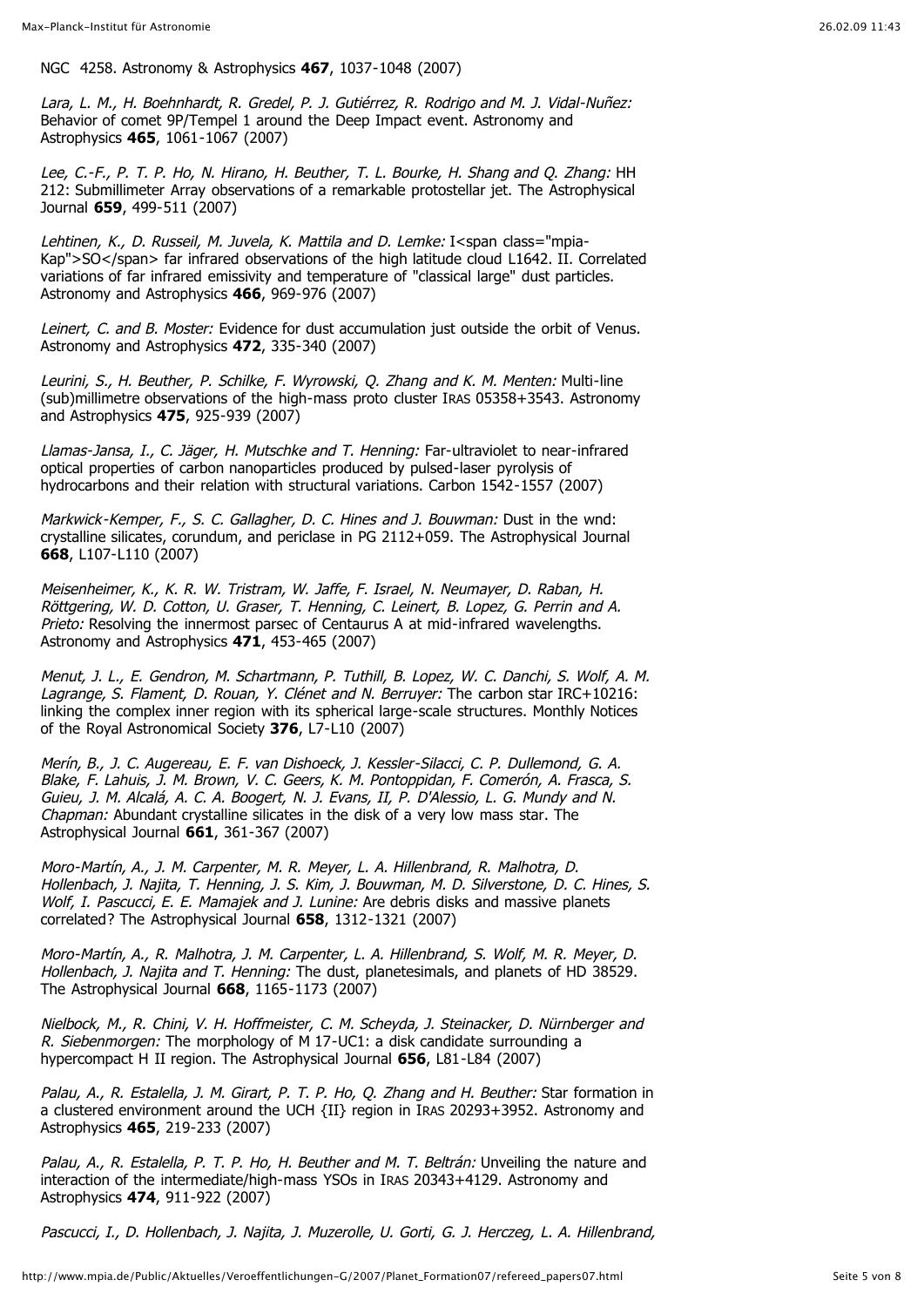NGC 4258. Astronomy & Astrophysics **467**, 1037-1048 (2007)

*Lara, L. M., H. Boehnhardt, R. Gredel, P. J. Gutiérrez, R. Rodrigo and M. J. Vidal-Nuñez:* Behavior of comet 9P/Tempel 1 around the Deep Impact event. Astronomy and Astrophysics **465**, 1061-1067 (2007)

*Lee, C.-F., P. T. P. Ho, N. Hirano, H. Beuther, T. L. Bourke, H. Shang and Q. Zhang:* HH 212: Submillimeter Array observations of a remarkable protostellar jet. The Astrophysical Journal **659**, 499-511 (2007)

*Lehtinen, K., D. Russeil, M. Juvela, K. Mattila and D. Lemke:* I<span class="mpia-Kap">SO</span> far infrared observations of the high latitude cloud L1642. II. Correlated variations of far infrared emissivity and temperature of "classical large" dust particles. Astronomy and Astrophysics **466**, 969-976 (2007)

*Leinert, C. and B. Moster:* Evidence for dust accumulation just outside the orbit of Venus. Astronomy and Astrophysics **472**, 335-340 (2007)

*Leurini, S., H. Beuther, P. Schilke, F. Wyrowski, Q. Zhang and K. M. Menten:* Multi-line (sub)millimetre observations of the high-mass proto cluster IRAS 05358+3543. Astronomy and Astrophysics **475**, 925-939 (2007)

*Llamas-Jansa, I., C. Jäger, H. Mutschke and T. Henning:* Far-ultraviolet to near-infrared optical properties of carbon nanoparticles produced by pulsed-laser pyrolysis of hydrocarbons and their relation with structural variations. Carbon 1542-1557 (2007)

*Markwick-Kemper, F., S. C. Gallagher, D. C. Hines and J. Bouwman:* Dust in the wnd: crystalline silicates, corundum, and periclase in PG 2112+059. The Astrophysical Journal **668**, L107-L110 (2007)

*Meisenheimer, K., K. R. W. Tristram, W. Jaffe, F. Israel, N. Neumayer, D. Raban, H. Röttgering, W. D. Cotton, U. Graser, T. Henning, C. Leinert, B. Lopez, G. Perrin and A. Prieto:* Resolving the innermost parsec of Centaurus A at mid-infrared wavelengths. Astronomy and Astrophysics **471**, 453-465 (2007)

*Menut, J. L., E. Gendron, M. Schartmann, P. Tuthill, B. Lopez, W. C. Danchi, S. Wolf, A. M. Lagrange, S. Flament, D. Rouan, Y. Clénet and N. Berruyer:* The carbon star IRC+10216: linking the complex inner region with its spherical large-scale structures. Monthly Notices of the Royal Astronomical Society **376**, L7-L10 (2007)

*Merín, B., J. C. Augereau, E. F. van Dishoeck, J. Kessler-Silacci, C. P. Dullemond, G. A. Blake, F. Lahuis, J. M. Brown, V. C. Geers, K. M. Pontoppidan, F. Comerón, A. Frasca, S. Guieu, J. M. Alcalá, A. C. A. Boogert, N. J. Evans, II, P. D'Alessio, L. G. Mundy and N. Chapman:* Abundant crystalline silicates in the disk of a very low mass star. The Astrophysical Journal **661**, 361-367 (2007)

*Moro-Martín, A., J. M. Carpenter, M. R. Meyer, L. A. Hillenbrand, R. Malhotra, D. Hollenbach, J. Najita, T. Henning, J. S. Kim, J. Bouwman, M. D. Silverstone, D. C. Hines, S. Wolf, I. Pascucci, E. E. Mamajek and J. Lunine:* Are debris disks and massive planets correlated? The Astrophysical Journal **658**, 1312-1321 (2007)

*Moro-Martín, A., R. Malhotra, J. M. Carpenter, L. A. Hillenbrand, S. Wolf, M. R. Meyer, D. Hollenbach, J. Najita and T. Henning:* The dust, planetesimals, and planets of HD 38529. The Astrophysical Journal **668**, 1165-1173 (2007)

*Nielbock, M., R. Chini, V. H. Hoffmeister, C. M. Scheyda, J. Steinacker, D. Nürnberger and R. Siebenmorgen:* The morphology of M 17-UC1: a disk candidate surrounding a hypercompact H II region. The Astrophysical Journal **656**, L81-L84 (2007)

*Palau, A., R. Estalella, J. M. Girart, P. T. P. Ho, Q. Zhang and H. Beuther:* Star formation in a clustered environment around the UCH {II} region in IRAS 20293+3952. Astronomy and Astrophysics **465**, 219-233 (2007)

*Palau, A., R. Estalella, P. T. P. Ho, H. Beuther and M. T. Beltrán:* Unveiling the nature and interaction of the intermediate/high-mass YSOs in IRAS 20343+4129. Astronomy and Astrophysics **474**, 911-922 (2007)

*Pascucci, I., D. Hollenbach, J. Najita, J. Muzerolle, U. Gorti, G. J. Herczeg, L. A. Hillenbrand,*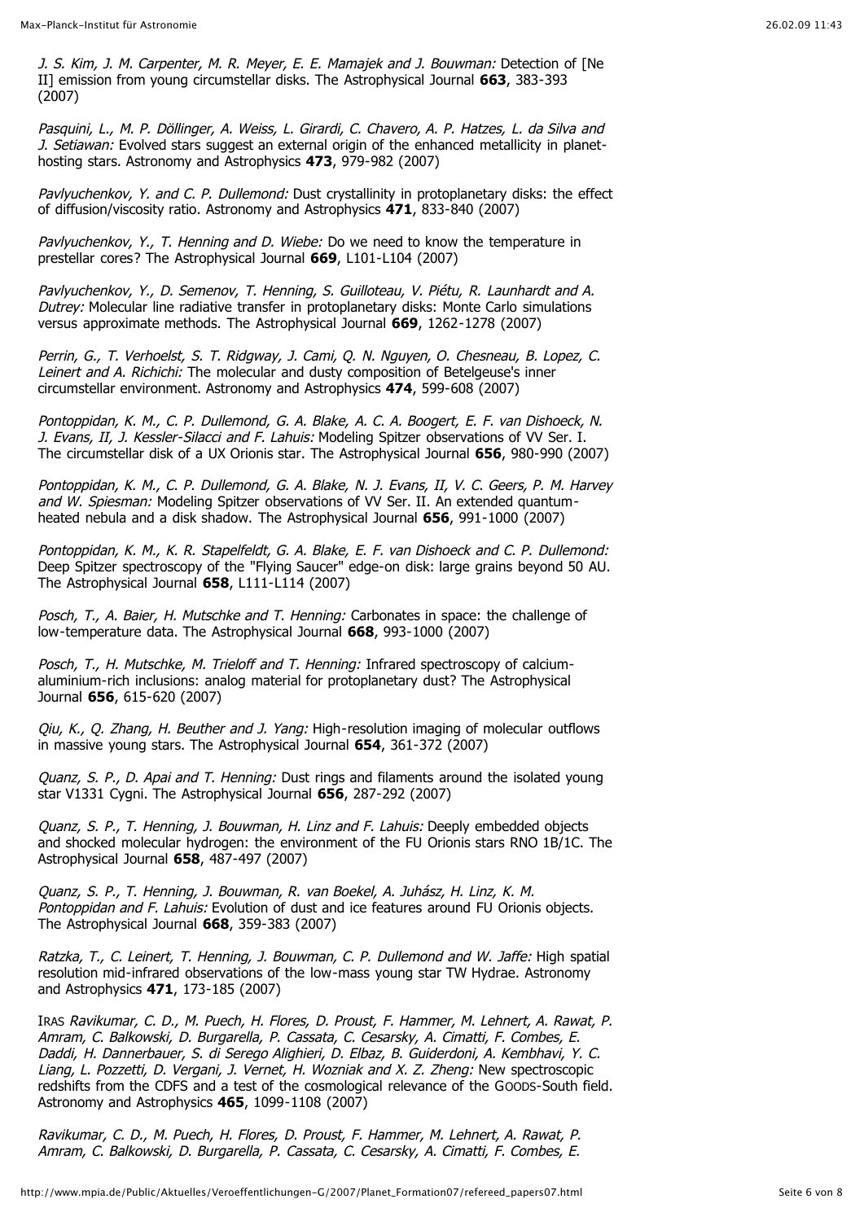*J. S. Kim, J. M. Carpenter, M. R. Meyer, E. E. Mamajek and J. Bouwman:* Detection of [Ne II] emission from young circumstellar disks. The Astrophysical Journal **663**, 383-393 (2007)

*Pasquini, L., M. P. Döllinger, A. Weiss, L. Girardi, C. Chavero, A. P. Hatzes, L. da Silva and J. Setiawan:* Evolved stars suggest an external origin of the enhanced metallicity in planet-hosting stars. Astronomy and Astrophysics **473**, 979-982 (2007)

*Pavlyuchenkov, Y. and C. P. Dullemond:* Dust crystallinity in protoplanetary disks: the effect of diffusion/viscosity ratio. Astronomy and Astrophysics **471**, 833-840 (2007)

*Pavlyuchenkov, Y., T. Henning and D. Wiebe:* Do we need to know the temperature in prestellar cores? The Astrophysical Journal **669**, L101-L104 (2007)

*Pavlyuchenkov, Y., D. Semenov, T. Henning, S. Guilloteau, V. Piétu, R. Launhardt and A. Dutrey:* Molecular line radiative transfer in protoplanetary disks: Monte Carlo simulations versus approximate methods. The Astrophysical Journal **669**, 1262-1278 (2007)

*Perrin, G., T. Verhoelst, S. T. Ridgway, J. Cami, Q. N. Nguyen, O. Chesneau, B. Lopez, C. Leinert and A. Richichi:* The molecular and dusty composition of Betelgeuse's inner circumstellar environment. Astronomy and Astrophysics **474**, 599-608 (2007)

*Pontoppidan, K. M., C. P. Dullemond, G. A. Blake, A. C. A. Boogert, E. F. van Dishoeck, N. J. Evans, II, J. Kessler-Silacci and F. Lahuis:* Modeling Spitzer observations of VV Ser. I. The circumstellar disk of a UX Orionis star. The Astrophysical Journal **656**, 980-990 (2007)

*Pontoppidan, K. M., C. P. Dullemond, G. A. Blake, N. J. Evans, II, V. C. Geers, P. M. Harvey and W. Spiesman:* Modeling Spitzer observations of VV Ser. II. An extended quantum-heated nebula and a disk shadow. The Astrophysical Journal **656**, 991-1000 (2007)

*Pontoppidan, K. M., K. R. Stapelfeldt, G. A. Blake, E. F. van Dishoeck and C. P. Dullemond:* Deep Spitzer spectroscopy of the "Flying Saucer" edge-on disk: large grains beyond 50 AU. The Astrophysical Journal **658**, L111-L114 (2007)

*Posch, T., A. Baier, H. Mutschke and T. Henning:* Carbonates in space: the challenge of low-temperature data. The Astrophysical Journal **668**, 993-1000 (2007)

*Posch, T., H. Mutschke, M. Trieloff and T. Henning:* Infrared spectroscopy of calcium-aluminium-rich inclusions: analog material for protoplanetary dust? The Astrophysical Journal **656**, 615-620 (2007)

*Qiu, K., Q. Zhang, H. Beuther and J. Yang:* High-resolution imaging of molecular outflows in massive young stars. The Astrophysical Journal **654**, 361-372 (2007)

*Quanz, S. P., D. Apai and T. Henning:* Dust rings and filaments around the isolated young star V1331 Cygni. The Astrophysical Journal **656**, 287-292 (2007)

*Quanz, S. P., T. Henning, J. Bouwman, H. Linz and F. Lahuis:* Deeply embedded objects and shocked molecular hydrogen: the environment of the FU Orionis stars RNO 1B/1C. The Astrophysical Journal **658**, 487-497 (2007)

*Quanz, S. P., T. Henning, J. Bouwman, R. van Boekel, A. Juhász, H. Linz, K. M. Pontoppidan and F. Lahuis:* Evolution of dust and ice features around FU Orionis objects. The Astrophysical Journal **668**, 359-383 (2007)

*Ratzka, T., C. Leinert, T. Henning, J. Bouwman, C. P. Dullemond and W. Jaffe:* High spatial resolution mid-infrared observations of the low-mass young star TW Hydrae. Astronomy and Astrophysics **471**, 173-185 (2007)

IRAS *Ravikumar, C. D., M. Puech, H. Flores, D. Proust, F. Hammer, M. Lehnert, A. Rawat, P. Amram, C. Balkowski, D. Burgarella, P. Cassata, C. Cesarsky, A. Cimatti, F. Combes, E. Daddi, H. Dannerbauer, S. di Serego Alighieri, D. Elbaz, B. Guiderdoni, A. Kembhavi, Y. C. Liang, L. Pozzetti, D. Vergani, J. Vernet, H. Wozniak and X. Z. Zheng:* New spectroscopic redshifts from the CDFS and a test of the cosmological relevance of the GOODS-South field. Astronomy and Astrophysics **465**, 1099-1108 (2007)

*Ravikumar, C. D., M. Puech, H. Flores, D. Proust, F. Hammer, M. Lehnert, A. Rawat, P. Amram, C. Balkowski, D. Burgarella, P. Cassata, C. Cesarsky, A. Cimatti, F. Combes, E.*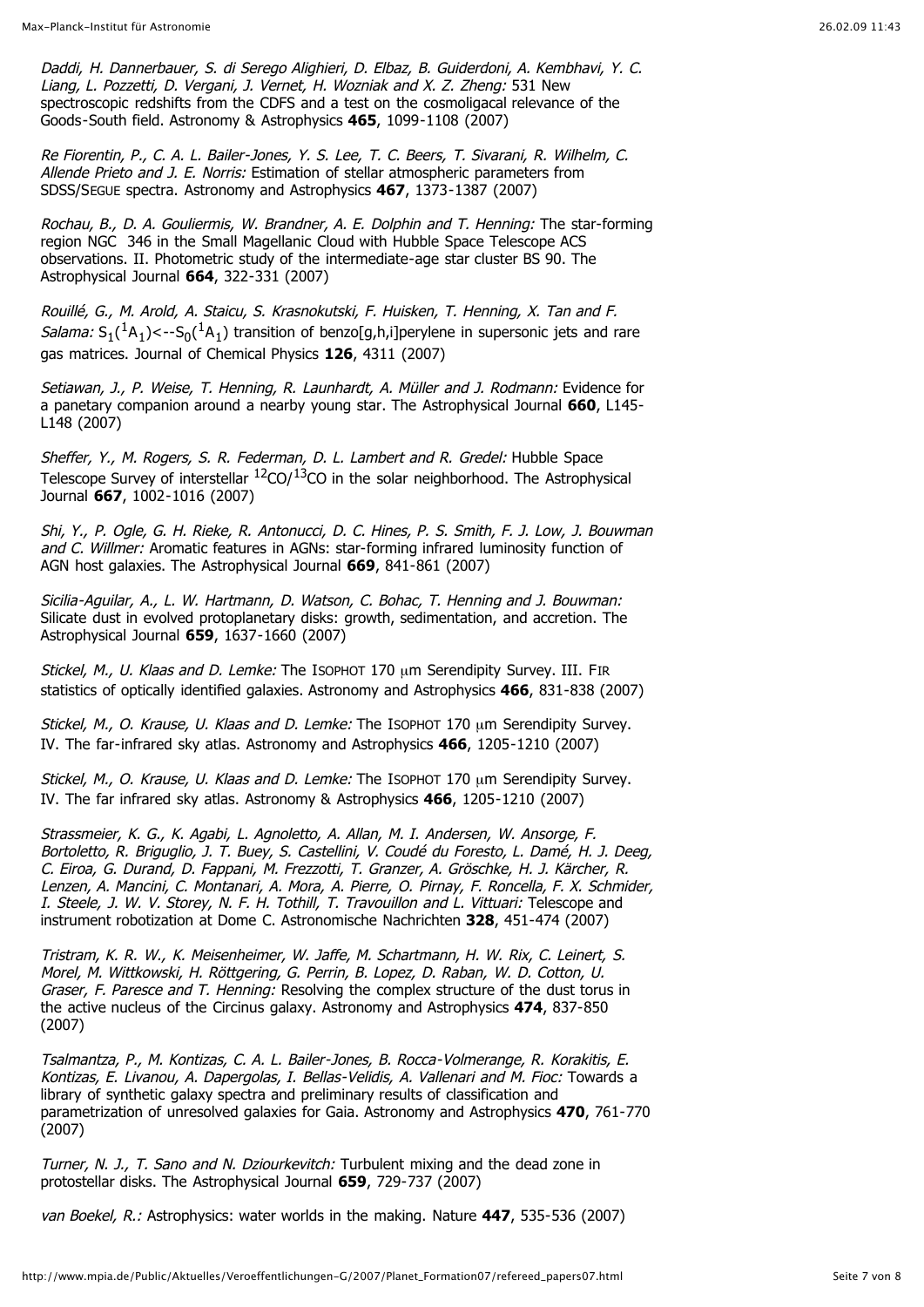*Daddi, H. Dannerbauer, S. di Serego Alighieri, D. Elbaz, B. Guiderdoni, A. Kembhavi, Y. C. Liang, L. Pozzetti, D. Vergani, J. Vernet, H. Wozniak and X. Z. Zheng:* 531 New spectroscopic redshifts from the CDFS and a test on the cosmoligacal relevance of the Goods-South field. Astronomy & Astrophysics **465**, 1099-1108 (2007)

*Re Fiorentin, P., C. A. L. Bailer-Jones, Y. S. Lee, T. C. Beers, T. Sivarani, R. Wilhelm, C. Allende Prieto and J. E. Norris:* Estimation of stellar atmospheric parameters from SDSS/SEGUE spectra. Astronomy and Astrophysics **467**, 1373-1387 (2007)

*Rochau, B., D. A. Gouliermis, W. Brandner, A. E. Dolphin and T. Henning:* The star-forming region NGC 346 in the Small Magellanic Cloud with Hubble Space Telescope ACS observations. II. Photometric study of the intermediate-age star cluster BS 90. The Astrophysical Journal **664**, 322-331 (2007)

*Rouillé, G., M. Arold, A. Staicu, S. Krasnokutski, F. Huisken, T. Henning, X. Tan and F. Salama:* $S_1(^1A_1)$<--$S_0(^1A_1)$ transition of benzo[g,h,i]perylene in supersonic jets and rare gas matrices. Journal of Chemical Physics **126**, 4311 (2007)

*Setiawan, J., P. Weise, T. Henning, R. Launhardt, A. Müller and J. Rodmann:* Evidence for a panetary companion around a nearby young star. The Astrophysical Journal **660**, L145-L148 (2007)

*Sheffer, Y., M. Rogers, S. R. Federman, D. L. Lambert and R. Gredel:* Hubble Space Telescope Survey of interstellar $^{12}CO/^{13}CO$ in the solar neighborhood. The Astrophysical Journal **667**, 1002-1016 (2007)

*Shi, Y., P. Ogle, G. H. Rieke, R. Antonucci, D. C. Hines, P. S. Smith, F. J. Low, J. Bouwman and C. Willmer:* Aromatic features in AGNs: star-forming infrared luminosity function of AGN host galaxies. The Astrophysical Journal **669**, 841-861 (2007)

*Sicilia-Aguilar, A., L. W. Hartmann, D. Watson, C. Bohac, T. Henning and J. Bouwman:* Silicate dust in evolved protoplanetary disks: growth, sedimentation, and accretion. The Astrophysical Journal **659**, 1637-1660 (2007)

*Stickel, M., U. Klaas and D. Lemke:* The ISOPHOT 170 μm Serendipity Survey. III. FIR statistics of optically identified galaxies. Astronomy and Astrophysics **466**, 831-838 (2007)

*Stickel, M., O. Krause, U. Klaas and D. Lemke:* The ISOPHOT 170 μm Serendipity Survey. IV. The far-infrared sky atlas. Astronomy and Astrophysics **466**, 1205-1210 (2007)

*Stickel, M., O. Krause, U. Klaas and D. Lemke:* The ISOPHOT 170 μm Serendipity Survey. IV. The far infrared sky atlas. Astronomy & Astrophysics **466**, 1205-1210 (2007)

*Strassmeier, K. G., K. Agabi, L. Agnoletto, A. Allan, M. I. Andersen, W. Ansorge, F. Bortoletto, R. Briguglio, J. T. Buey, S. Castellini, V. Coudé du Foresto, L. Damé, H. J. Deeg, C. Eiroa, G. Durand, D. Fappani, M. Frezzotti, T. Granzer, A. Gröschke, H. J. Kärcher, R. Lenzen, A. Mancini, C. Montanari, A. Mora, A. Pierre, O. Pirnay, F. Roncella, F. X. Schmider, I. Steele, J. W. V. Storey, N. F. H. Tothill, T. Travouillon and L. Vittuari:* Telescope and instrument robotization at Dome C. Astronomische Nachrichten **328**, 451-474 (2007)

*Tristram, K. R. W., K. Meisenheimer, W. Jaffe, M. Schartmann, H. W. Rix, C. Leinert, S. Morel, M. Wittkowski, H. Röttgering, G. Perrin, B. Lopez, D. Raban, W. D. Cotton, U. Graser, F. Paresce and T. Henning:* Resolving the complex structure of the dust torus in the active nucleus of the Circinus galaxy. Astronomy and Astrophysics **474**, 837-850 (2007)

*Tsalmantza, P., M. Kontizas, C. A. L. Bailer-Jones, B. Rocca-Volmerange, R. Korakitis, E. Kontizas, E. Livanou, A. Dapergolas, I. Bellas-Velidis, A. Vallenari and M. Fioc:* Towards a library of synthetic galaxy spectra and preliminary results of classification and parametrization of unresolved galaxies for Gaia. Astronomy and Astrophysics **470**, 761-770 (2007)

*Turner, N. J., T. Sano and N. Dziourkevitch:* Turbulent mixing and the dead zone in protostellar disks. The Astrophysical Journal **659**, 729-737 (2007)

*van Boekel, R.:* Astrophysics: water worlds in the making. Nature **447**, 535-536 (2007)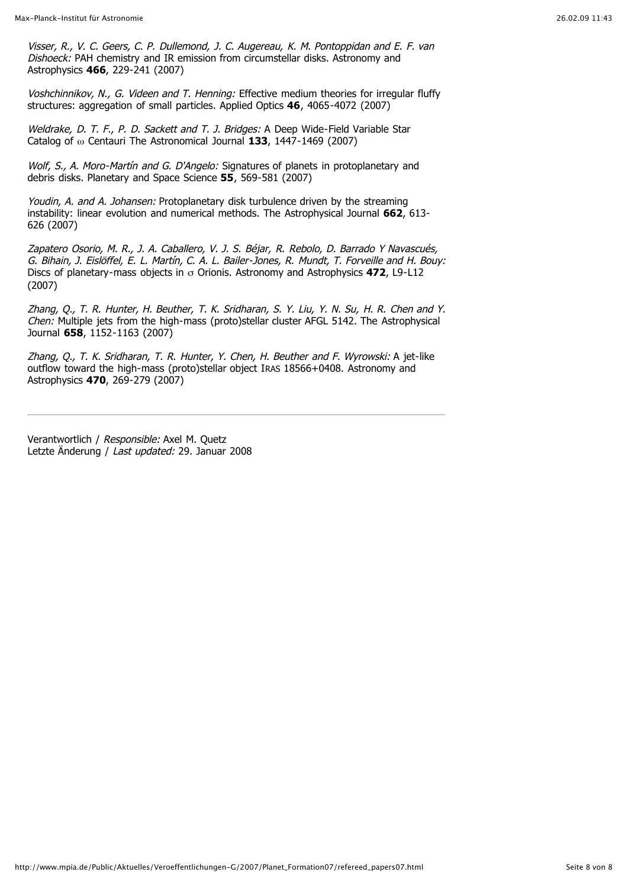*Visser, R., V. C. Geers, C. P. Dullemond, J. C. Augereau, K. M. Pontoppidan and E. F. van Dishoeck:* PAH chemistry and IR emission from circumstellar disks. Astronomy and Astrophysics **466**, 229-241 (2007)

*Voshchinnikov, N., G. Videen and T. Henning:* Effective medium theories for irregular fluffy structures: aggregation of small particles. Applied Optics **46**, 4065-4072 (2007)

*Weldrake, D. T. F., P. D. Sackett and T. J. Bridges:* A Deep Wide-Field Variable Star Catalog of ω Centauri The Astronomical Journal **133**, 1447-1469 (2007)

*Wolf, S., A. Moro-Martín and G. D'Angelo:* Signatures of planets in protoplanetary and debris disks. Planetary and Space Science **55**, 569-581 (2007)

*Youdin, A. and A. Johansen:* Protoplanetary disk turbulence driven by the streaming instability: linear evolution and numerical methods. The Astrophysical Journal **662**, 613-626 (2007)

*Zapatero Osorio, M. R., J. A. Caballero, V. J. S. Béjar, R. Rebolo, D. Barrado Y Navascués, G. Bihain, J. Eislöffel, E. L. Martín, C. A. L. Bailer-Jones, R. Mundt, T. Forveille and H. Bouy:* Discs of planetary-mass objects in σ Orionis. Astronomy and Astrophysics **472**, L9-L12 (2007)

*Zhang, Q., T. R. Hunter, H. Beuther, T. K. Sridharan, S. Y. Liu, Y. N. Su, H. R. Chen and Y. Chen:* Multiple jets from the high-mass (proto)stellar cluster AFGL 5142. The Astrophysical Journal **658**, 1152-1163 (2007)

*Zhang, Q., T. K. Sridharan, T. R. Hunter, Y. Chen, H. Beuther and F. Wyrowski:* A jet-like outflow toward the high-mass (proto)stellar object IRAS 18566+0408. Astronomy and Astrophysics **470**, 269-279 (2007)

---

Verantwortlich / *Responsible:* Axel M. Quetz
Letzte Änderung / *Last updated:* 29. Januar 2008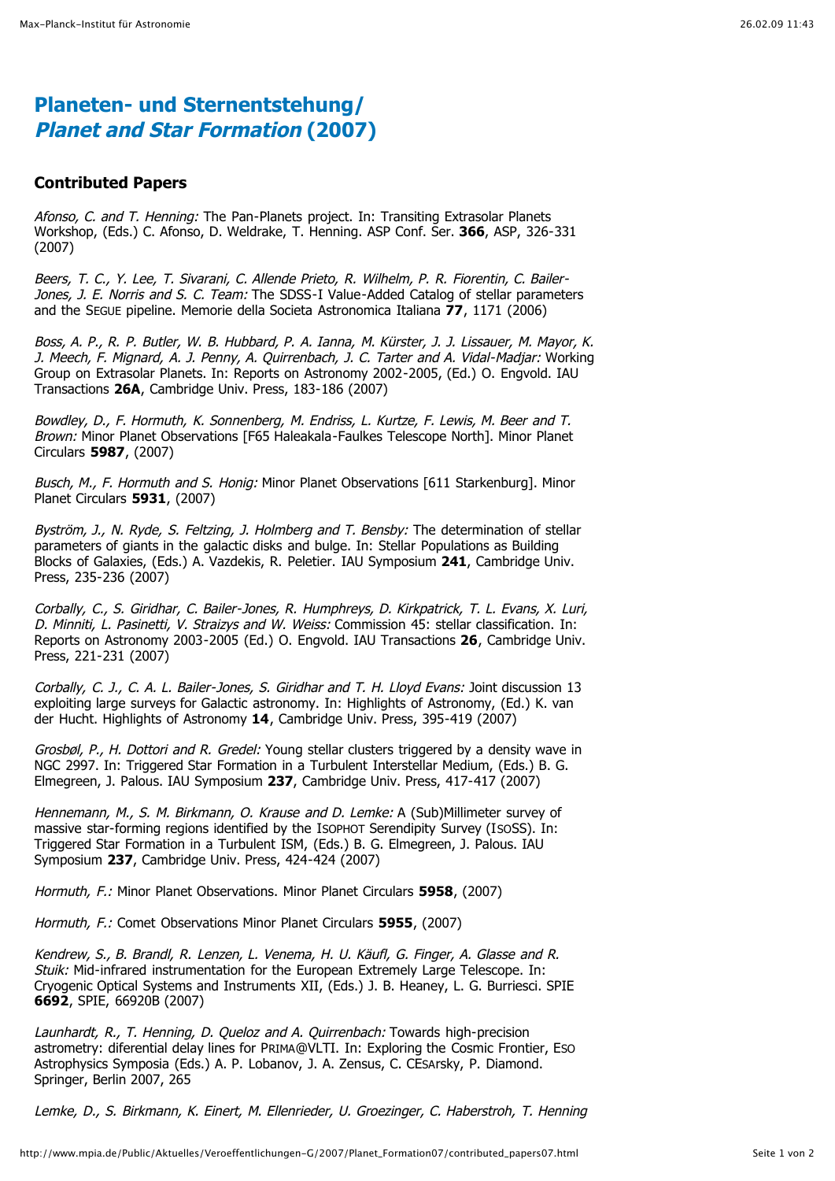# Planeten- und Sternentstehung/ *Planet and Star Formation* (2007)

## Contributed Papers

*Afonso, C. and T. Henning:* The Pan-Planets project. In: Transiting Extrasolar Planets Workshop, (Eds.) C. Afonso, D. Weldrake, T. Henning. ASP Conf. Ser. **366**, ASP, 326-331 (2007)

*Beers, T. C., Y. Lee, T. Sivarani, C. Allende Prieto, R. Wilhelm, P. R. Fiorentin, C. Bailer-Jones, J. E. Norris and S. C. Team:* The SDSS-I Value-Added Catalog of stellar parameters and the SEGUE pipeline. Memorie della Societa Astronomica Italiana **77**, 1171 (2006)

*Boss, A. P., R. P. Butler, W. B. Hubbard, P. A. Ianna, M. Kürster, J. J. Lissauer, M. Mayor, K. J. Meech, F. Mignard, A. J. Penny, A. Quirrenbach, J. C. Tarter and A. Vidal-Madjar:* Working Group on Extrasolar Planets. In: Reports on Astronomy 2002-2005, (Ed.) O. Engvold. IAU Transactions **26A**, Cambridge Univ. Press, 183-186 (2007)

*Bowdley, D., F. Hormuth, K. Sonnenberg, M. Endriss, L. Kurtze, F. Lewis, M. Beer and T. Brown:* Minor Planet Observations [F65 Haleakala-Faulkes Telescope North]. Minor Planet Circulars **5987**, (2007)

*Busch, M., F. Hormuth and S. Honig:* Minor Planet Observations [611 Starkenburg]. Minor Planet Circulars **5931**, (2007)

*Byström, J., N. Ryde, S. Feltzing, J. Holmberg and T. Bensby:* The determination of stellar parameters of giants in the galactic disks and bulge. In: Stellar Populations as Building Blocks of Galaxies, (Eds.) A. Vazdekis, R. Peletier. IAU Symposium **241**, Cambridge Univ. Press, 235-236 (2007)

*Corbally, C., S. Giridhar, C. Bailer-Jones, R. Humphreys, D. Kirkpatrick, T. L. Evans, X. Luri, D. Minniti, L. Pasinetti, V. Straizys and W. Weiss:* Commission 45: stellar classification. In: Reports on Astronomy 2003-2005 (Ed.) O. Engvold. IAU Transactions **26**, Cambridge Univ. Press, 221-231 (2007)

*Corbally, C. J., C. A. L. Bailer-Jones, S. Giridhar and T. H. Lloyd Evans:* Joint discussion 13 exploiting large surveys for Galactic astronomy. In: Highlights of Astronomy, (Ed.) K. van der Hucht. Highlights of Astronomy **14**, Cambridge Univ. Press, 395-419 (2007)

*Grosbøl, P., H. Dottori and R. Gredel:* Young stellar clusters triggered by a density wave in NGC 2997. In: Triggered Star Formation in a Turbulent Interstellar Medium, (Eds.) B. G. Elmegreen, J. Palous. IAU Symposium **237**, Cambridge Univ. Press, 417-417 (2007)

*Hennemann, M., S. M. Birkmann, O. Krause and D. Lemke:* A (Sub)Millimeter survey of massive star-forming regions identified by the ISOPHOT Serendipity Survey (ISOSS). In: Triggered Star Formation in a Turbulent ISM, (Eds.) B. G. Elmegreen, J. Palous. IAU Symposium **237**, Cambridge Univ. Press, 424-424 (2007)

*Hormuth, F.:* Minor Planet Observations. Minor Planet Circulars **5958**, (2007)

*Hormuth, F.:* Comet Observations Minor Planet Circulars **5955**, (2007)

*Kendrew, S., B. Brandl, R. Lenzen, L. Venema, H. U. Käufl, G. Finger, A. Glasse and R. Stuik:* Mid-infrared instrumentation for the European Extremely Large Telescope. In: Cryogenic Optical Systems and Instruments XII, (Eds.) J. B. Heaney, L. G. Burriesci. SPIE **6692**, SPIE, 66920B (2007)

*Launhardt, R., T. Henning, D. Queloz and A. Quirrenbach:* Towards high-precision astrometry: diferential delay lines for PRIMA@VLTI. In: Exploring the Cosmic Frontier, ESO Astrophysics Symposia (Eds.) A. P. Lobanov, J. A. Zensus, C. CESARSKY, P. Diamond. Springer, Berlin 2007, 265

*Lemke, D., S. Birkmann, K. Einert, M. Ellenrieder, U. Groezinger, C. Haberstroh, T. Henning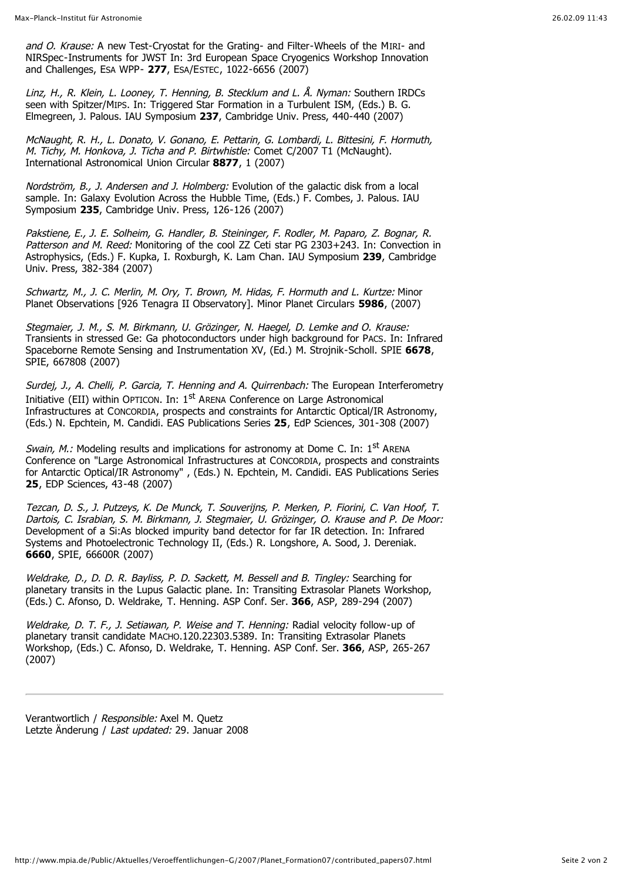*and O. Krause:* A new Test-Cryostat for the Grating- and Filter-Wheels of the MIRI- and NIRSpec-Instruments for JWST In: 3rd European Space Cryogenics Workshop Innovation and Challenges, ESA WPP- **277**, ESA/ESTEC, 1022-6656 (2007)

*Linz, H., R. Klein, L. Looney, T. Henning, B. Stecklum and L. Å. Nyman:* Southern IRDCs seen with Spitzer/MIPS. In: Triggered Star Formation in a Turbulent ISM, (Eds.) B. G. Elmegreen, J. Palous. IAU Symposium **237**, Cambridge Univ. Press, 440-440 (2007)

*McNaught, R. H., L. Donato, V. Gonano, E. Pettarin, G. Lombardi, L. Bittesini, F. Hormuth, M. Tichy, M. Honkova, J. Ticha and P. Birtwhistle:* Comet C/2007 T1 (McNaught). International Astronomical Union Circular **8877**, 1 (2007)

*Nordström, B., J. Andersen and J. Holmberg:* Evolution of the galactic disk from a local sample. In: Galaxy Evolution Across the Hubble Time, (Eds.) F. Combes, J. Palous. IAU Symposium **235**, Cambridge Univ. Press, 126-126 (2007)

*Pakstiene, E., J. E. Solheim, G. Handler, B. Steininger, F. Rodler, M. Paparo, Z. Bognar, R. Patterson and M. Reed:* Monitoring of the cool ZZ Ceti star PG 2303+243. In: Convection in Astrophysics, (Eds.) F. Kupka, I. Roxburgh, K. Lam Chan. IAU Symposium **239**, Cambridge Univ. Press, 382-384 (2007)

*Schwartz, M., J. C. Merlin, M. Ory, T. Brown, M. Hidas, F. Hormuth and L. Kurtze:* Minor Planet Observations [926 Tenagra II Observatory]. Minor Planet Circulars **5986**, (2007)

*Stegmaier, J. M., S. M. Birkmann, U. Grözinger, N. Haegel, D. Lemke and O. Krause:* Transients in stressed Ge: Ga photoconductors under high background for PACS. In: Infrared Spaceborne Remote Sensing and Instrumentation XV, (Ed.) M. Strojnik-Scholl. SPIE **6678**, SPIE, 667808 (2007)

*Surdej, J., A. Chelli, P. Garcia, T. Henning and A. Quirrenbach:* The European Interferometry Initiative (EII) within OPTICON. In: 1st ARENA Conference on Large Astronomical Infrastructures at CONCORDIA, prospects and constraints for Antarctic Optical/IR Astronomy, (Eds.) N. Epchtein, M. Candidi. EAS Publications Series **25**, EdP Sciences, 301-308 (2007)

*Swain, M.:* Modeling results and implications for astronomy at Dome C. In: 1st ARENA Conference on "Large Astronomical Infrastructures at CONCORDIA, prospects and constraints for Antarctic Optical/IR Astronomy" , (Eds.) N. Epchtein, M. Candidi. EAS Publications Series **25**, EDP Sciences, 43-48 (2007)

*Tezcan, D. S., J. Putzeys, K. De Munck, T. Souverijns, P. Merken, P. Fiorini, C. Van Hoof, T. Dartois, C. Israbian, S. M. Birkmann, J. Stegmaier, U. Grözinger, O. Krause and P. De Moor:* Development of a Si:As blocked impurity band detector for far IR detection. In: Infrared Systems and Photoelectronic Technology II, (Eds.) R. Longshore, A. Sood, J. Dereniak. **6660**, SPIE, 66600R (2007)

*Weldrake, D., D. D. R. Bayliss, P. D. Sackett, M. Bessell and B. Tingley:* Searching for planetary transits in the Lupus Galactic plane. In: Transiting Extrasolar Planets Workshop, (Eds.) C. Afonso, D. Weldrake, T. Henning. ASP Conf. Ser. **366**, ASP, 289-294 (2007)

*Weldrake, D. T. F., J. Setiawan, P. Weise and T. Henning:* Radial velocity follow-up of planetary transit candidate MACHO.120.22303.5389. In: Transiting Extrasolar Planets Workshop, (Eds.) C. Afonso, D. Weldrake, T. Henning. ASP Conf. Ser. **366**, ASP, 265-267 (2007)

---

Verantwortlich / *Responsible:* Axel M. Quetz
Letzte Änderung / *Last updated:* 29. Januar 2008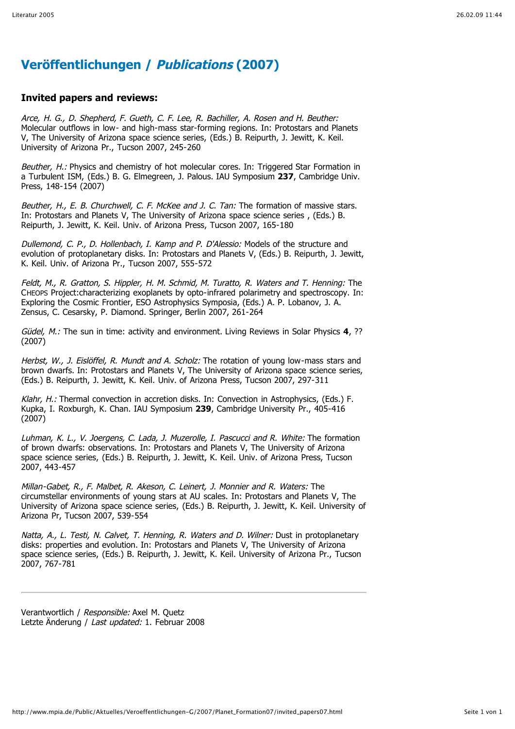# Veröffentlichungen / *Publications* (2007)

### Invited papers and reviews:

*Arce, H. G., D. Shepherd, F. Gueth, C. F. Lee, R. Bachiller, A. Rosen and H. Beuther:* Molecular outflows in low- and high-mass star-forming regions. In: Protostars and Planets V, The University of Arizona space science series, (Eds.) B. Reipurth, J. Jewitt, K. Keil. University of Arizona Pr., Tucson 2007, 245-260

*Beuther, H.:* Physics and chemistry of hot molecular cores. In: Triggered Star Formation in a Turbulent ISM, (Eds.) B. G. Elmegreen, J. Palous. IAU Symposium **237**, Cambridge Univ. Press, 148-154 (2007)

*Beuther, H., E. B. Churchwell, C. F. McKee and J. C. Tan:* The formation of massive stars. In: Protostars and Planets V, The University of Arizona space science series , (Eds.) B. Reipurth, J. Jewitt, K. Keil. Univ. of Arizona Press, Tucson 2007, 165-180

*Dullemond, C. P., D. Hollenbach, I. Kamp and P. D'Alessio:* Models of the structure and evolution of protoplanetary disks. In: Protostars and Planets V, (Eds.) B. Reipurth, J. Jewitt, K. Keil. Univ. of Arizona Pr., Tucson 2007, 555-572

*Feldt, M., R. Gratton, S. Hippler, H. M. Schmid, M. Turatto, R. Waters and T. Henning:* The CHEOPS Project:characterizing exoplanets by opto-infrared polarimetry and spectroscopy. In: Exploring the Cosmic Frontier, ESO Astrophysics Symposia, (Eds.) A. P. Lobanov, J. A. Zensus, C. Cesarsky, P. Diamond. Springer, Berlin 2007, 261-264

*Güdel, M.:* The sun in time: activity and environment. Living Reviews in Solar Physics **4**, ?? (2007)

*Herbst, W., J. Eislöffel, R. Mundt and A. Scholz:* The rotation of young low-mass stars and brown dwarfs. In: Protostars and Planets V, The University of Arizona space science series, (Eds.) B. Reipurth, J. Jewitt, K. Keil. Univ. of Arizona Press, Tucson 2007, 297-311

*Klahr, H.:* Thermal convection in accretion disks. In: Convection in Astrophysics, (Eds.) F. Kupka, I. Roxburgh, K. Chan. IAU Symposium **239**, Cambridge University Pr., 405-416 (2007)

*Luhman, K. L., V. Joergens, C. Lada, J. Muzerolle, I. Pascucci and R. White:* The formation of brown dwarfs: observations. In: Protostars and Planets V, The University of Arizona space science series, (Eds.) B. Reipurth, J. Jewitt, K. Keil. Univ. of Arizona Press, Tucson 2007, 443-457

*Millan-Gabet, R., F. Malbet, R. Akeson, C. Leinert, J. Monnier and R. Waters:* The circumstellar environments of young stars at AU scales. In: Protostars and Planets V, The University of Arizona space science series, (Eds.) B. Reipurth, J. Jewitt, K. Keil. University of Arizona Pr, Tucson 2007, 539-554

*Natta, A., L. Testi, N. Calvet, T. Henning, R. Waters and D. Wilner:* Dust in protoplanetary disks: properties and evolution. In: Protostars and Planets V, The University of Arizona space science series, (Eds.) B. Reipurth, J. Jewitt, K. Keil. University of Arizona Pr., Tucson 2007, 767-781

---

Verantwortlich / *Responsible:* Axel M. Quetz
Letzte Änderung / *Last updated:* 1. Februar 2008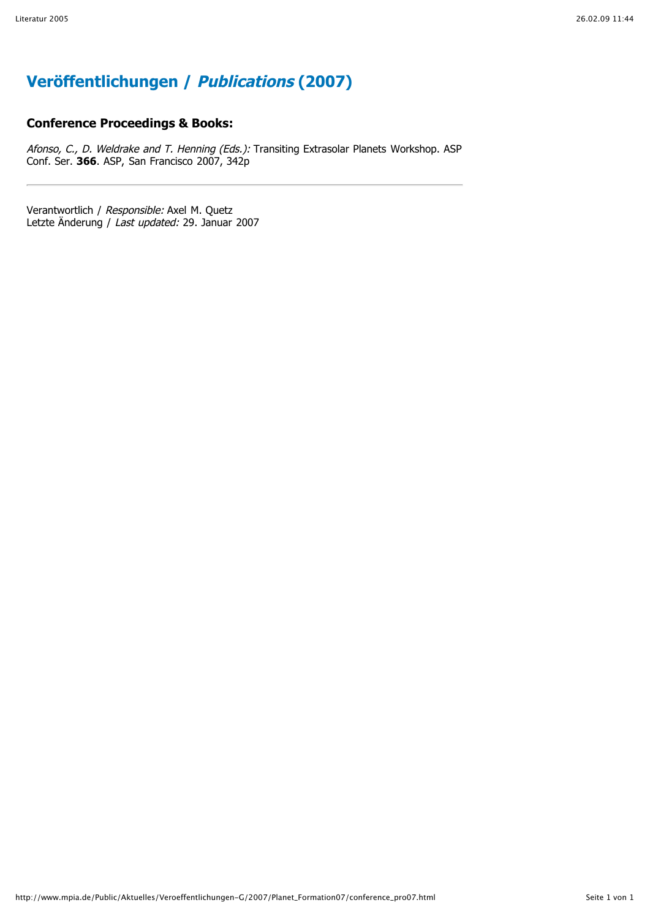# Veröffentlichungen / *Publications* (2007)

### Conference Proceedings & Books:

*Afonso, C., D. Weldrake and T. Henning (Eds.):* Transiting Extrasolar Planets Workshop. ASP Conf. Ser. **366**. ASP, San Francisco 2007, 342p

---

Verantwortlich / *Responsible:* Axel M. Quetz
Letzte Änderung / *Last updated:* 29. Januar 2007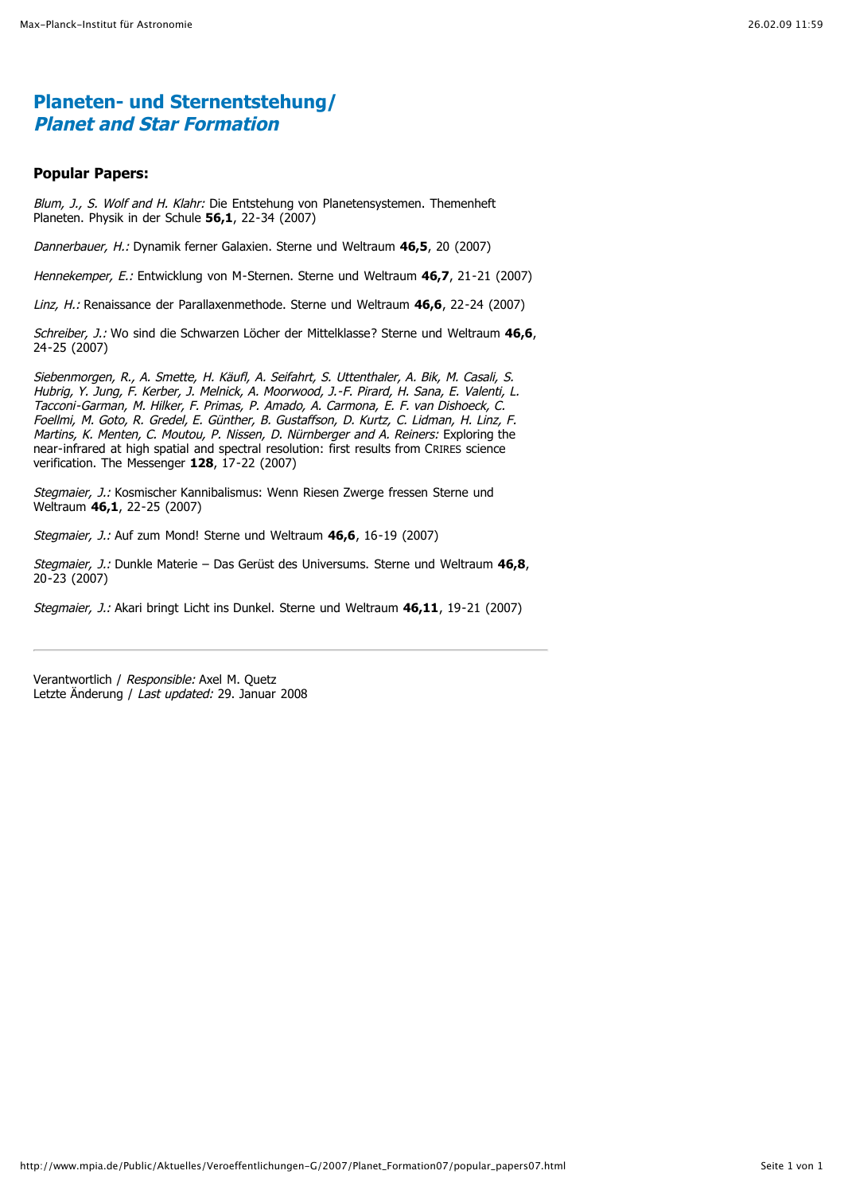# Planeten- und Sternentstehung/ *Planet and Star Formation*

### Popular Papers:

*Blum, J., S. Wolf and H. Klahr:* Die Entstehung von Planetensystemen. Themenheft Planeten. Physik in der Schule **56,1**, 22-34 (2007)

*Dannerbauer, H.:* Dynamik ferner Galaxien. Sterne und Weltraum **46,5**, 20 (2007)

*Hennekemper, E.:* Entwicklung von M-Sternen. Sterne und Weltraum **46,7**, 21-21 (2007)

*Linz, H.:* Renaissance der Parallaxenmethode. Sterne und Weltraum **46,6**, 22-24 (2007)

*Schreiber, J.:* Wo sind die Schwarzen Löcher der Mittelklasse? Sterne und Weltraum **46,6**, 24-25 (2007)

*Siebenmorgen, R., A. Smette, H. Käufl, A. Seifahrt, S. Uttenthaler, A. Bik, M. Casali, S. Hubrig, Y. Jung, F. Kerber, J. Melnick, A. Moorwood, J.-F. Pirard, H. Sana, E. Valenti, L. Tacconi-Garman, M. Hilker, F. Primas, P. Amado, A. Carmona, E. F. van Dishoeck, C. Foellmi, M. Goto, R. Gredel, E. Günther, B. Gustaffson, D. Kurtz, C. Lidman, H. Linz, F. Martins, K. Menten, C. Moutou, P. Nissen, D. Nürnberger and A. Reiners:* Exploring the near-infrared at high spatial and spectral resolution: first results from CRIRES science verification. The Messenger **128**, 17-22 (2007)

*Stegmaier, J.:* Kosmischer Kannibalismus: Wenn Riesen Zwerge fressen Sterne und Weltraum **46,1**, 22-25 (2007)

*Stegmaier, J.:* Auf zum Mond! Sterne und Weltraum **46,6**, 16-19 (2007)

*Stegmaier, J.:* Dunkle Materie – Das Gerüst des Universums. Sterne und Weltraum **46,8**, 20-23 (2007)

*Stegmaier, J.:* Akari bringt Licht ins Dunkel. Sterne und Weltraum **46,11**, 19-21 (2007)

---

Verantwortlich / *Responsible:* Axel M. Quetz
Letzte Änderung / *Last updated:* 29. Januar 2008